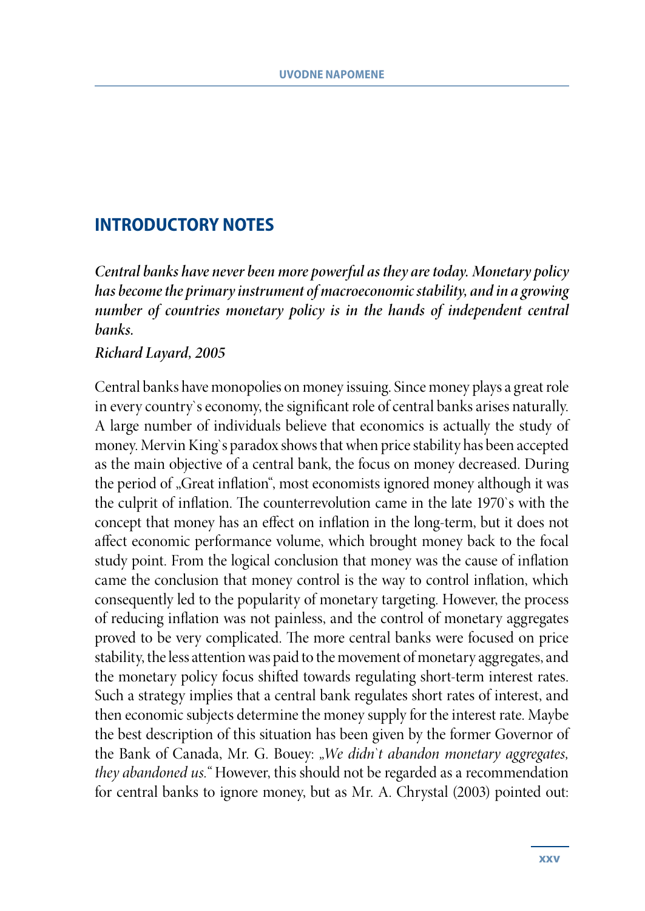## INTRODUCTORY NOTES

***Central banks have never been more powerful as they are today. Monetary policy has become the primary instrument of macroeconomic stability, and in a growing number of countries monetary policy is in the hands of independent central banks.***

***Richard Layard, 2005***

Central banks have monopolies on money issuing. Since money plays a great role in every country`s economy, the significant role of central banks arises naturally. A large number of individuals believe that economics is actually the study of money. Mervin King`s paradox shows that when price stability has been accepted as the main objective of a central bank, the focus on money decreased. During the period of „Great inflation", most economists ignored money although it was the culprit of inflation. The counterrevolution came in the late 1970`s with the concept that money has an effect on inflation in the long-term, but it does not affect economic performance volume, which brought money back to the focal study point. From the logical conclusion that money was the cause of inflation came the conclusion that money control is the way to control inflation, which consequently led to the popularity of monetary targeting. However, the process of reducing inflation was not painless, and the control of monetary aggregates proved to be very complicated. The more central banks were focused on price stability, the less attention was paid to the movement of monetary aggregates, and the monetary policy focus shifted towards regulating short-term interest rates. Such a strategy implies that a central bank regulates short rates of interest, and then economic subjects determine the money supply for the interest rate. Maybe the best description of this situation has been given by the former Governor of the Bank of Canada, Mr. G. Bouey: *„We didn`t abandon monetary aggregates, they abandoned us."* However, this should not be regarded as a recommendation for central banks to ignore money, but as Mr. A. Chrystal (2003) pointed out: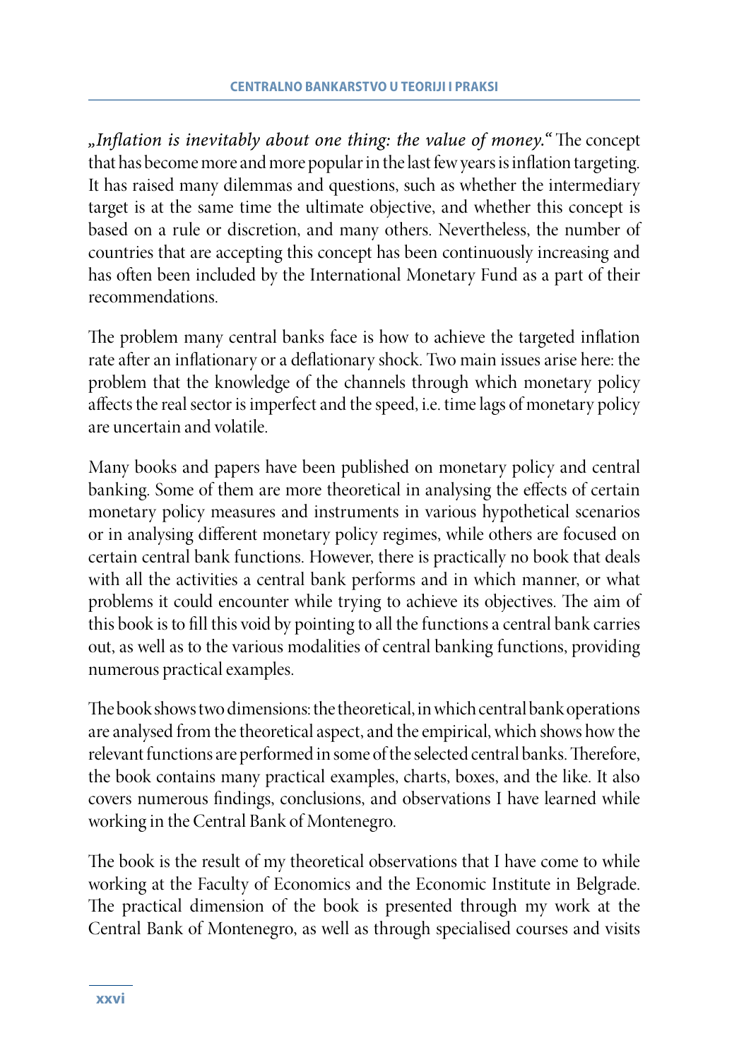*„Inflation is inevitably about one thing: the value of money."* The concept that has become more and more popular in the last few years is inflation targeting. It has raised many dilemmas and questions, such as whether the intermediary target is at the same time the ultimate objective, and whether this concept is based on a rule or discretion, and many others. Nevertheless, the number of countries that are accepting this concept has been continuously increasing and has often been included by the International Monetary Fund as a part of their recommendations.

The problem many central banks face is how to achieve the targeted inflation rate after an inflationary or a deflationary shock. Two main issues arise here: the problem that the knowledge of the channels through which monetary policy affects the real sector is imperfect and the speed, i.e. time lags of monetary policy are uncertain and volatile.

Many books and papers have been published on monetary policy and central banking. Some of them are more theoretical in analysing the effects of certain monetary policy measures and instruments in various hypothetical scenarios or in analysing different monetary policy regimes, while others are focused on certain central bank functions. However, there is practically no book that deals with all the activities a central bank performs and in which manner, or what problems it could encounter while trying to achieve its objectives. The aim of this book is to fill this void by pointing to all the functions a central bank carries out, as well as to the various modalities of central banking functions, providing numerous practical examples.

The book shows two dimensions: the theoretical, in which central bank operations are analysed from the theoretical aspect, and the empirical, which shows how the relevant functions are performed in some of the selected central banks. Therefore, the book contains many practical examples, charts, boxes, and the like. It also covers numerous findings, conclusions, and observations I have learned while working in the Central Bank of Montenegro.

The book is the result of my theoretical observations that I have come to while working at the Faculty of Economics and the Economic Institute in Belgrade. The practical dimension of the book is presented through my work at the Central Bank of Montenegro, as well as through specialised courses and visits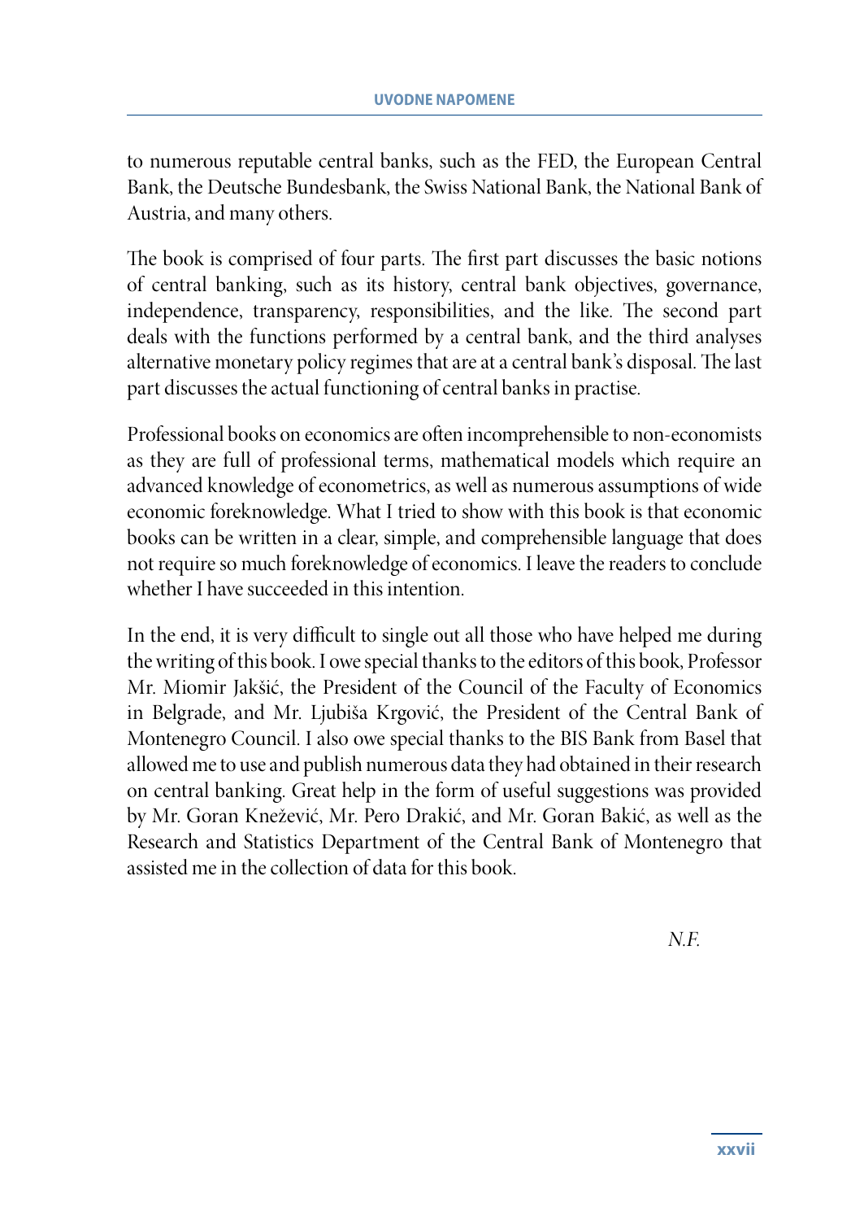to numerous reputable central banks, such as the FED, the European Central Bank, the Deutsche Bundesbank, the Swiss National Bank, the National Bank of Austria, and many others.

The book is comprised of four parts. The first part discusses the basic notions of central banking, such as its history, central bank objectives, governance, independence, transparency, responsibilities, and the like. The second part deals with the functions performed by a central bank, and the third analyses alternative monetary policy regimes that are at a central bank's disposal. The last part discusses the actual functioning of central banks in practise.

Professional books on economics are often incomprehensible to non-economists as they are full of professional terms, mathematical models which require an advanced knowledge of econometrics, as well as numerous assumptions of wide economic foreknowledge. What I tried to show with this book is that economic books can be written in a clear, simple, and comprehensible language that does not require so much foreknowledge of economics. I leave the readers to conclude whether I have succeeded in this intention.

In the end, it is very difficult to single out all those who have helped me during the writing of this book. I owe special thanks to the editors of this book, Professor Mr. Miomir Jakšić, the President of the Council of the Faculty of Economics in Belgrade, and Mr. Ljubiša Krgović, the President of the Central Bank of Montenegro Council. I also owe special thanks to the BIS Bank from Basel that allowed me to use and publish numerous data they had obtained in their research on central banking. Great help in the form of useful suggestions was provided by Mr. Goran Knežević, Mr. Pero Drakić, and Mr. Goran Bakić, as well as the Research and Statistics Department of the Central Bank of Montenegro that assisted me in the collection of data for this book.

*N.F.*